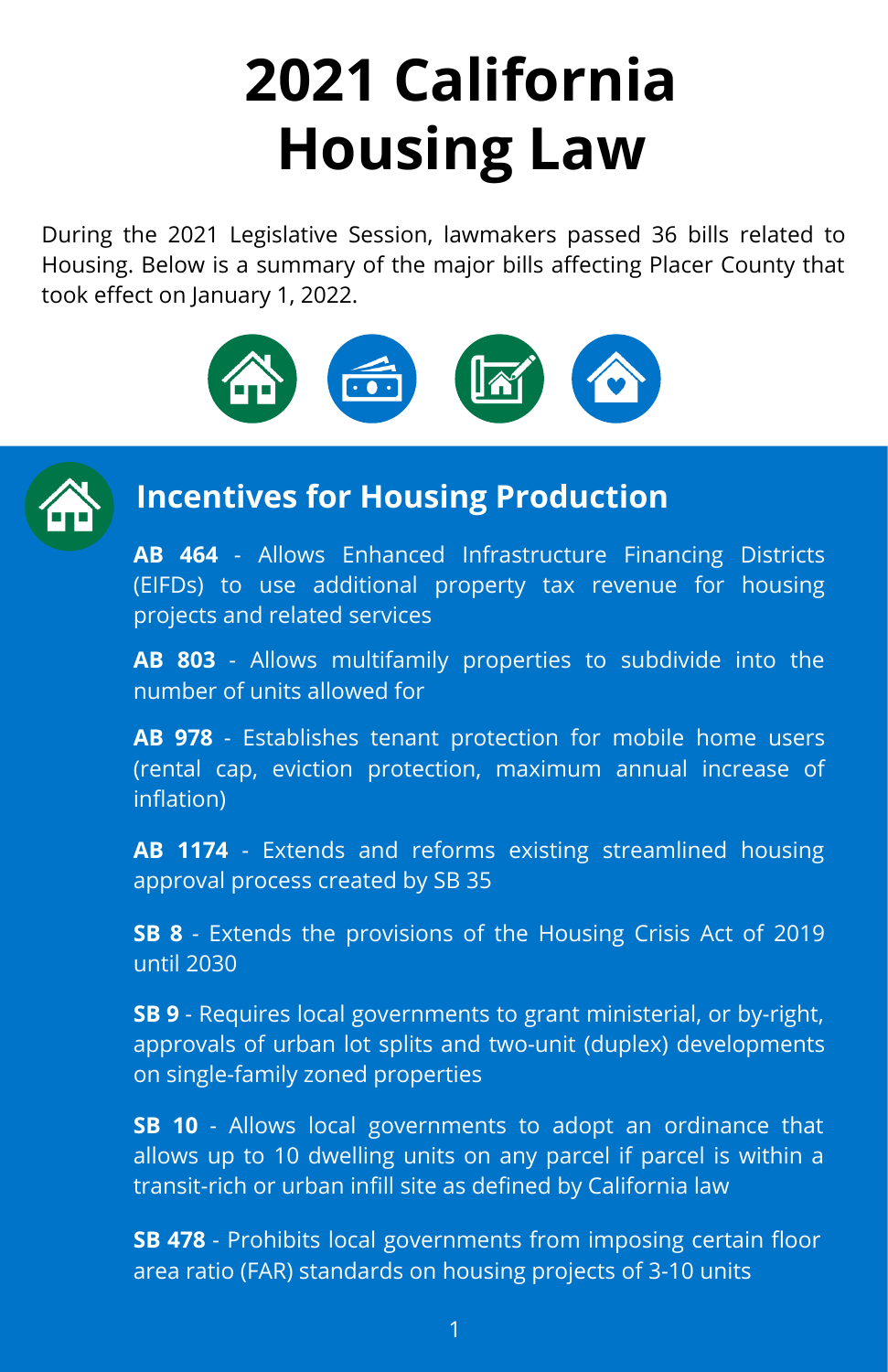# 2021 California Housing Law

During the 2021 Legislative Session, lawmakers passed 36 bills related to Housing. Below is a summary of the major bills affecting Placer County that took effect on January 1, 2022.

## Incentives for Housing Production

**AB 464** - Allows Enhanced Infrastructure Financing Districts (EIFDs) to use additional property tax revenue for housing projects and related services

**AB 803** - Allows multifamily properties to subdivide into the number of units allowed for

**AB 978** - Establishes tenant protection for mobile home users (rental cap, eviction protection, maximum annual increase of inflation)

**AB 1174** - Extends and reforms existing streamlined housing approval process created by SB 35

**SB 8** - Extends the provisions of the Housing Crisis Act of 2019 until 2030

**SB 9** - Requires local governments to grant ministerial, or by-right, approvals of urban lot splits and two-unit (duplex) developments on single-family zoned properties

**SB 10** - Allows local governments to adopt an ordinance that allows up to 10 dwelling units on any parcel if parcel is within a transit-rich or urban infill site as defined by California law

**SB 478** - Prohibits local governments from imposing certain floor area ratio (FAR) standards on housing projects of 3-10 units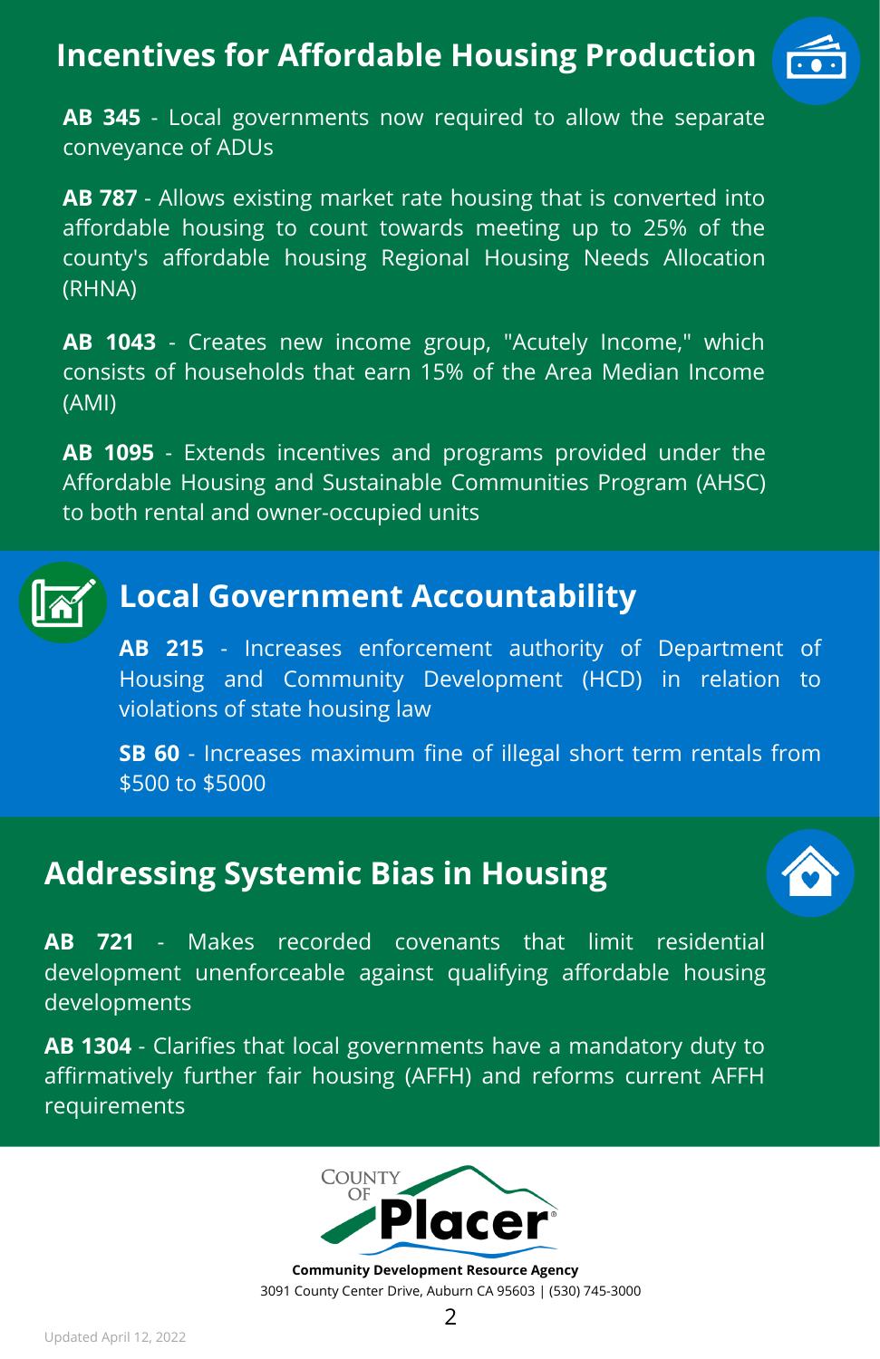## Incentives for Affordable Housing Production

**AB 345** - Local governments now required to allow the separate conveyance of ADUs

**AB 787** - Allows existing market rate housing that is converted into affordable housing to count towards meeting up to 25% of the county's affordable housing Regional Housing Needs Allocation (RHNA)

**AB 1043** - Creates new income group, "Acutely Income," which consists of households that earn 15% of the Area Median Income (AMI)

**AB 1095** - Extends incentives and programs provided under the Affordable Housing and Sustainable Communities Program (AHSC) to both rental and owner-occupied units

## Local Government Accountability

**AB 215** - Increases enforcement authority of Department of Housing and Community Development (HCD) in relation to violations of state housing law

**SB 60** - Increases maximum fine of illegal short term rentals from $500 to $5000

## Addressing Systemic Bias in Housing

**AB 721** - Makes recorded covenants that limit residential development unenforceable against qualifying affordable housing developments

**AB 1304** - Clarifies that local governments have a mandatory duty to affirmatively further fair housing (AFFH) and reforms current AFFH requirements

County of Placer

**Community Development Resource Agency**

3091 County Center Drive, Auburn CA 95603 | (530) 745-3000

Updated April 12, 2022